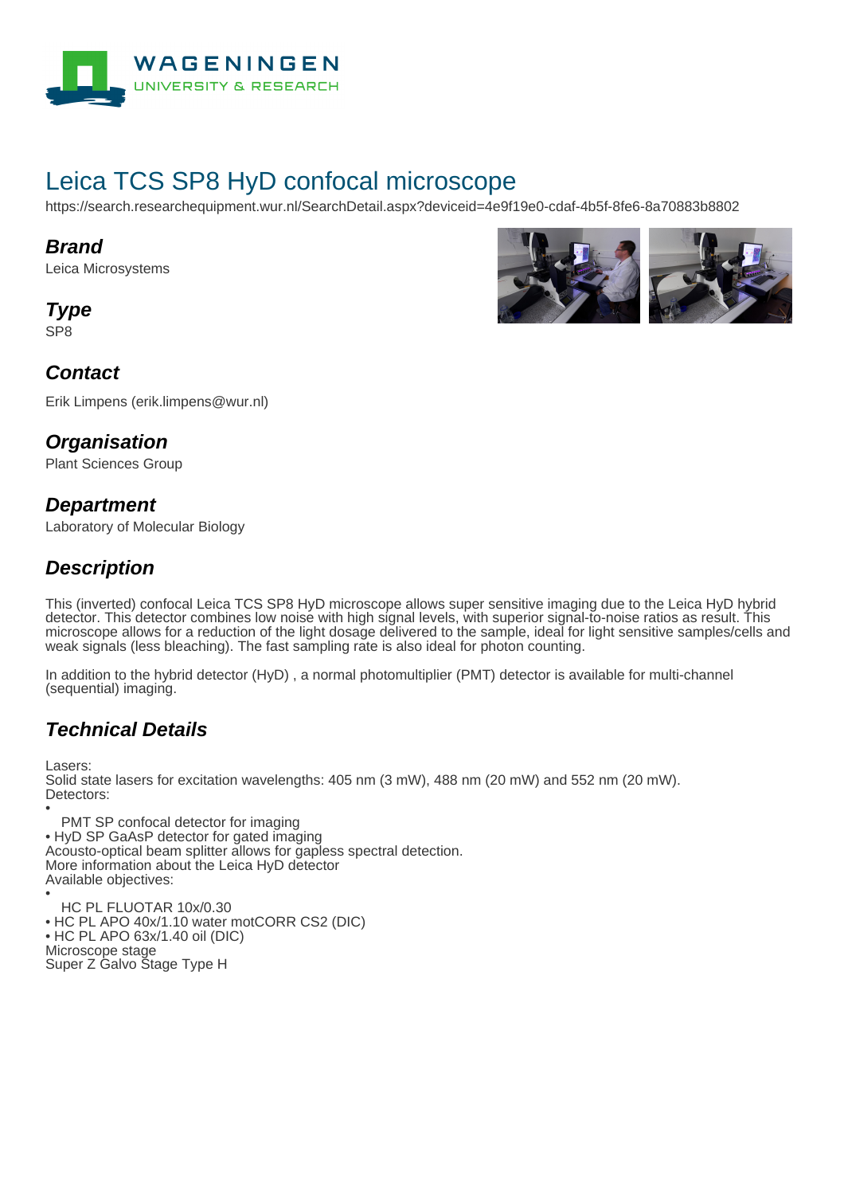# Leica TCS SP8 HyD confocal microscope

https://search.researchequipment.wur.nl/SearchDetail.aspx?deviceid=4e9f19e0-cdaf-4b5f-8fe6-8a70883b8802

## Brand

Leica Microsystems

## Type

SP8

## Contact

Erik Limpens (erik.limpens@wur.nl)

## Organisation

Plant Sciences Group

## Department

Laboratory of Molecular Biology

## Description

This (inverted) confocal Leica TCS SP8 HyD microscope allows super sensitive imaging due to the Leica HyD hybrid detector. This detector combines low noise with high signal levels, with superior signal-to-noise ratios as result. This microscope allows for a reduction of the light dosage delivered to the sample, ideal for light sensitive samples/cells and weak signals (less bleaching). The fast sampling rate is also ideal for photon counting.

In addition to the hybrid detector (HyD) , a normal photomultiplier (PMT) detector is available for multi-channel (sequential) imaging.

## Technical Details

Lasers:
Solid state lasers for excitation wavelengths: 405 nm (3 mW), 488 nm (20 mW) and 552 nm (20 mW).
Detectors:

- PMT SP confocal detector for imaging
- HyD SP GaAsP detector for gated imaging

Acousto-optical beam splitter allows for gapless spectral detection.
More information about the Leica HyD detector
Available objectives:

- HC PL FLUOTAR 10x/0.30
- HC PL APO 40x/1.10 water motCORR CS2 (DIC)
- HC PL APO 63x/1.40 oil (DIC)

Microscope stage
Super Z Galvo Stage Type H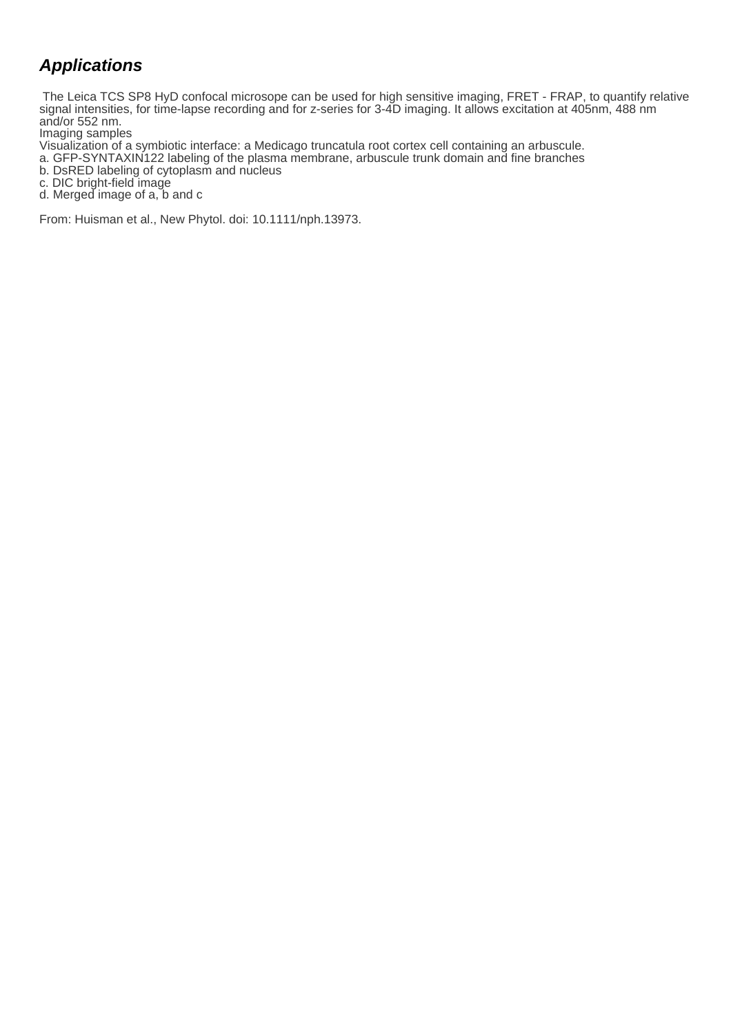## ***Applications***

The Leica TCS SP8 HyD confocal microsope can be used for high sensitive imaging, FRET - FRAP, to quantify relative signal intensities, for time-lapse recording and for z-series for 3-4D imaging. It allows excitation at 405nm, 488 nm and/or 552 nm.

Imaging samples

Visualization of a symbiotic interface: a Medicago truncatula root cortex cell containing an arbuscule.

a. GFP-SYNTAXIN122 labeling of the plasma membrane, arbuscule trunk domain and fine branches

b. DsRED labeling of cytoplasm and nucleus

c. DIC bright-field image

d. Merged image of a, b and c

From: Huisman et al., New Phytol. doi: 10.1111/nph.13973.